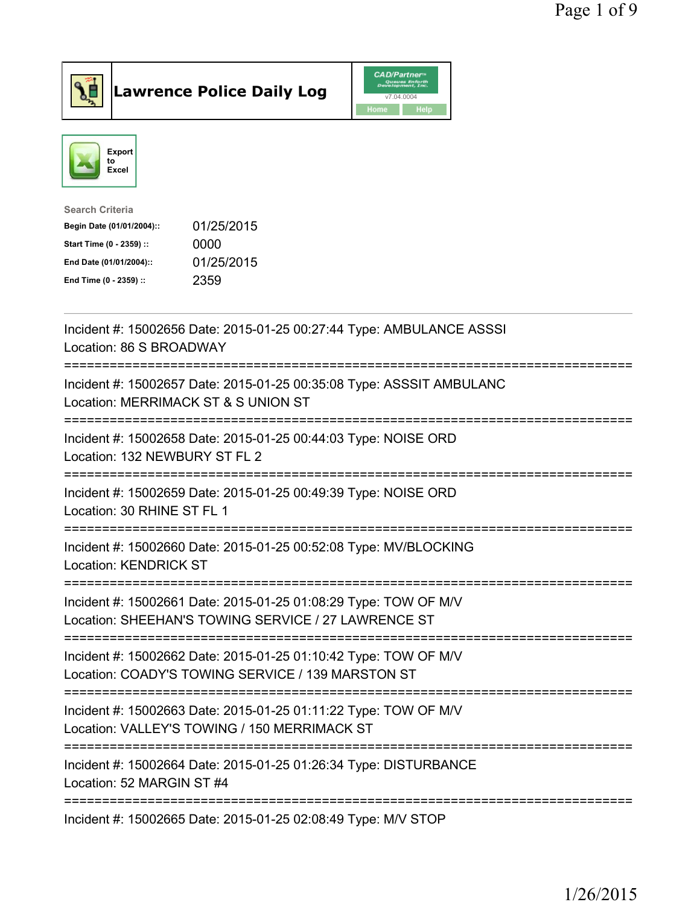# Lawrence Police Daily Log

Export to Excel

**Search Criteria**

| | |
|---|---|
| Begin Date (01/01/2004):: | 01/25/2015 |
| Start Time (0 - 2359) :: | 0000 |
| End Date (01/01/2004):: | 01/25/2015 |
| End Time (0 - 2359) :: | 2359 |

---

Incident #: 15002656 Date: 2015-01-25 00:27:44 Type: AMBULANCE ASSSI
Location: 86 S BROADWAY

===========================================================================

Incident #: 15002657 Date: 2015-01-25 00:35:08 Type: ASSSIT AMBULANC
Location: MERRIMACK ST & S UNION ST

===========================================================================

Incident #: 15002658 Date: 2015-01-25 00:44:03 Type: NOISE ORD
Location: 132 NEWBURY ST FL 2

===========================================================================

Incident #: 15002659 Date: 2015-01-25 00:49:39 Type: NOISE ORD
Location: 30 RHINE ST FL 1

===========================================================================

Incident #: 15002660 Date: 2015-01-25 00:52:08 Type: MV/BLOCKING
Location: KENDRICK ST

===========================================================================

Incident #: 15002661 Date: 2015-01-25 01:08:29 Type: TOW OF M/V
Location: SHEEHAN'S TOWING SERVICE / 27 LAWRENCE ST

===========================================================================

Incident #: 15002662 Date: 2015-01-25 01:10:42 Type: TOW OF M/V
Location: COADY'S TOWING SERVICE / 139 MARSTON ST

===========================================================================

Incident #: 15002663 Date: 2015-01-25 01:11:22 Type: TOW OF M/V
Location: VALLEY'S TOWING / 150 MERRIMACK ST

===========================================================================

Incident #: 15002664 Date: 2015-01-25 01:26:34 Type: DISTURBANCE
Location: 52 MARGIN ST #4

===========================================================================

Incident #: 15002665 Date: 2015-01-25 02:08:49 Type: M/V STOP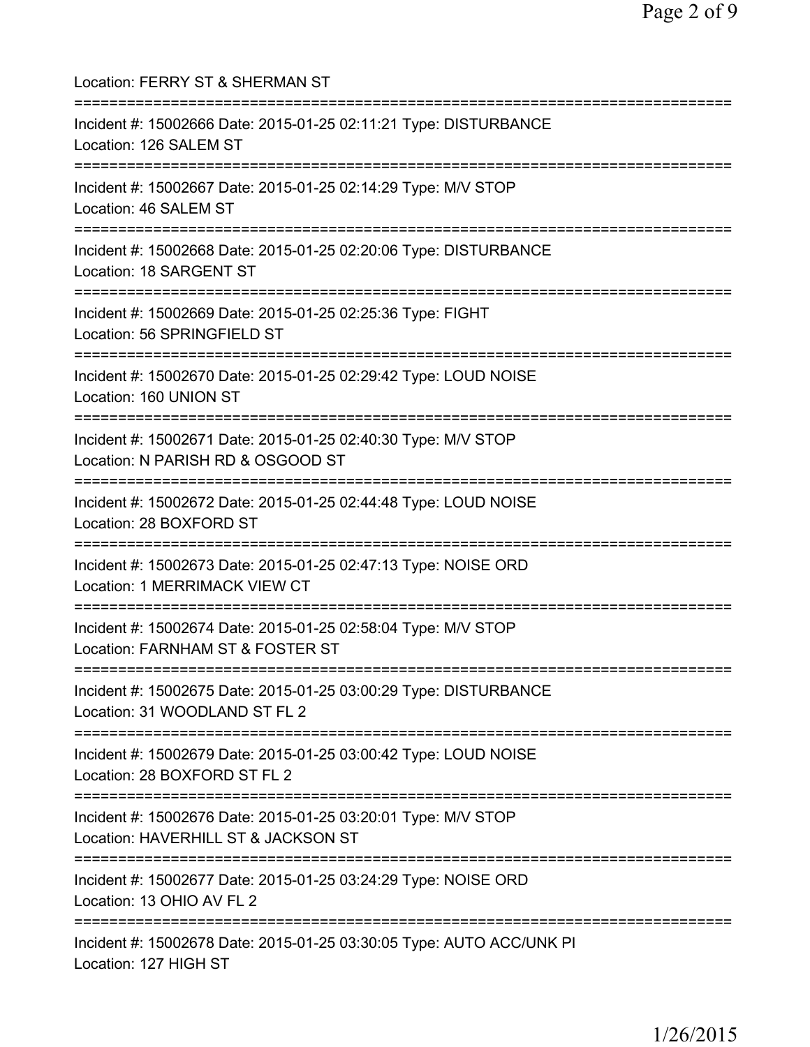Location: FERRY ST & SHERMAN ST

===========================================================================

Incident #: 15002666 Date: 2015-01-25 02:11:21 Type: DISTURBANCE
Location: 126 SALEM ST

===========================================================================

Incident #: 15002667 Date: 2015-01-25 02:14:29 Type: M/V STOP
Location: 46 SALEM ST

===========================================================================

Incident #: 15002668 Date: 2015-01-25 02:20:06 Type: DISTURBANCE
Location: 18 SARGENT ST

===========================================================================

Incident #: 15002669 Date: 2015-01-25 02:25:36 Type: FIGHT
Location: 56 SPRINGFIELD ST

===========================================================================

Incident #: 15002670 Date: 2015-01-25 02:29:42 Type: LOUD NOISE
Location: 160 UNION ST

===========================================================================

Incident #: 15002671 Date: 2015-01-25 02:40:30 Type: M/V STOP
Location: N PARISH RD & OSGOOD ST

===========================================================================

Incident #: 15002672 Date: 2015-01-25 02:44:48 Type: LOUD NOISE
Location: 28 BOXFORD ST

===========================================================================

Incident #: 15002673 Date: 2015-01-25 02:47:13 Type: NOISE ORD
Location: 1 MERRIMACK VIEW CT

===========================================================================

Incident #: 15002674 Date: 2015-01-25 02:58:04 Type: M/V STOP
Location: FARNHAM ST & FOSTER ST

===========================================================================

Incident #: 15002675 Date: 2015-01-25 03:00:29 Type: DISTURBANCE
Location: 31 WOODLAND ST FL 2

===========================================================================

Incident #: 15002679 Date: 2015-01-25 03:00:42 Type: LOUD NOISE
Location: 28 BOXFORD ST FL 2

===========================================================================

Incident #: 15002676 Date: 2015-01-25 03:20:01 Type: M/V STOP
Location: HAVERHILL ST & JACKSON ST

===========================================================================

Incident #: 15002677 Date: 2015-01-25 03:24:29 Type: NOISE ORD
Location: 13 OHIO AV FL 2

===========================================================================

Incident #: 15002678 Date: 2015-01-25 03:30:05 Type: AUTO ACC/UNK PI
Location: 127 HIGH ST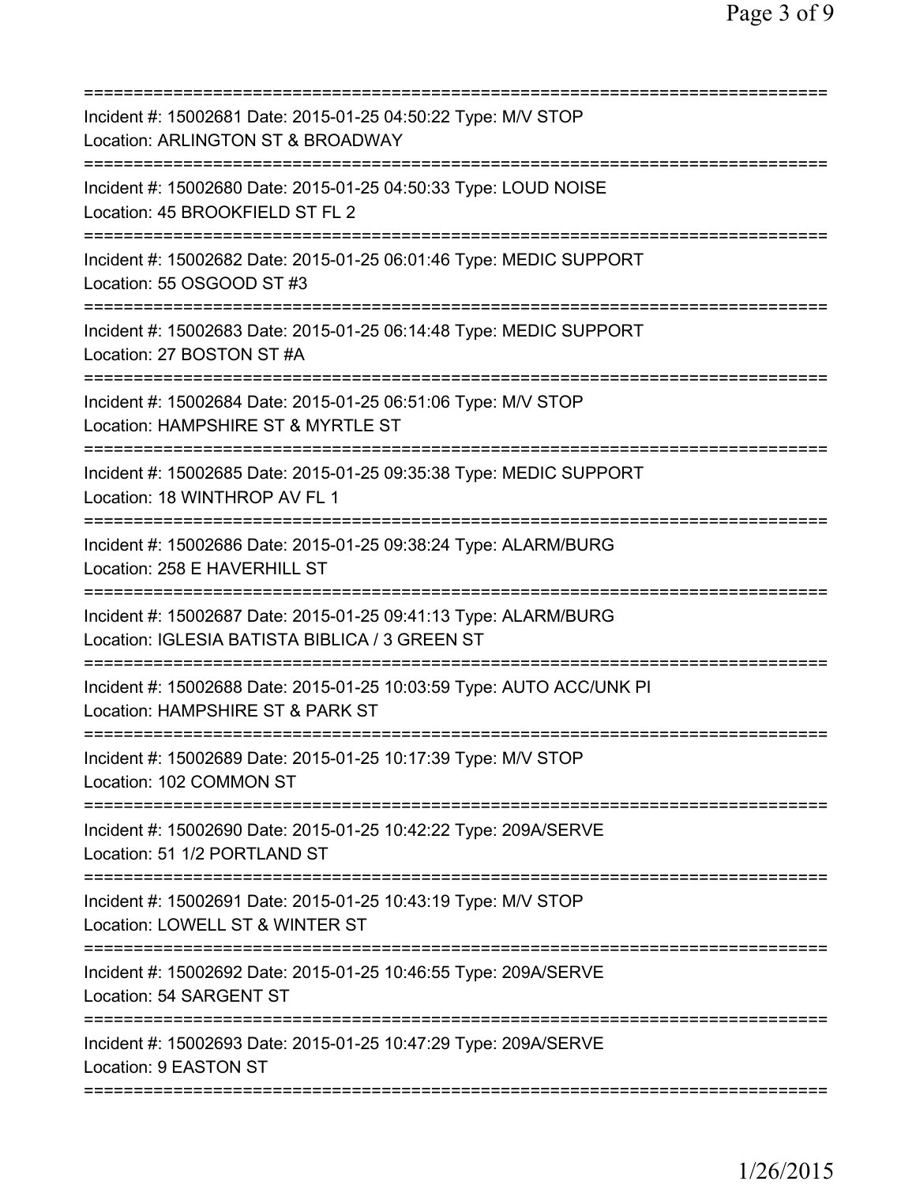===========================================================================
Incident #: 15002681 Date: 2015-01-25 04:50:22 Type: M/V STOP
Location: ARLINGTON ST & BROADWAY
===========================================================================
Incident #: 15002680 Date: 2015-01-25 04:50:33 Type: LOUD NOISE
Location: 45 BROOKFIELD ST FL 2
===========================================================================
Incident #: 15002682 Date: 2015-01-25 06:01:46 Type: MEDIC SUPPORT
Location: 55 OSGOOD ST #3
===========================================================================
Incident #: 15002683 Date: 2015-01-25 06:14:48 Type: MEDIC SUPPORT
Location: 27 BOSTON ST #A
===========================================================================
Incident #: 15002684 Date: 2015-01-25 06:51:06 Type: M/V STOP
Location: HAMPSHIRE ST & MYRTLE ST
===========================================================================
Incident #: 15002685 Date: 2015-01-25 09:35:38 Type: MEDIC SUPPORT
Location: 18 WINTHROP AV FL 1
===========================================================================
Incident #: 15002686 Date: 2015-01-25 09:38:24 Type: ALARM/BURG
Location: 258 E HAVERHILL ST
===========================================================================
Incident #: 15002687 Date: 2015-01-25 09:41:13 Type: ALARM/BURG
Location: IGLESIA BATISTA BIBLICA / 3 GREEN ST
===========================================================================
Incident #: 15002688 Date: 2015-01-25 10:03:59 Type: AUTO ACC/UNK PI
Location: HAMPSHIRE ST & PARK ST
===========================================================================
Incident #: 15002689 Date: 2015-01-25 10:17:39 Type: M/V STOP
Location: 102 COMMON ST
===========================================================================
Incident #: 15002690 Date: 2015-01-25 10:42:22 Type: 209A/SERVE
Location: 51 1/2 PORTLAND ST
===========================================================================
Incident #: 15002691 Date: 2015-01-25 10:43:19 Type: M/V STOP
Location: LOWELL ST & WINTER ST
===========================================================================
Incident #: 15002692 Date: 2015-01-25 10:46:55 Type: 209A/SERVE
Location: 54 SARGENT ST
===========================================================================
Incident #: 15002693 Date: 2015-01-25 10:47:29 Type: 209A/SERVE
Location: 9 EASTON ST
===========================================================================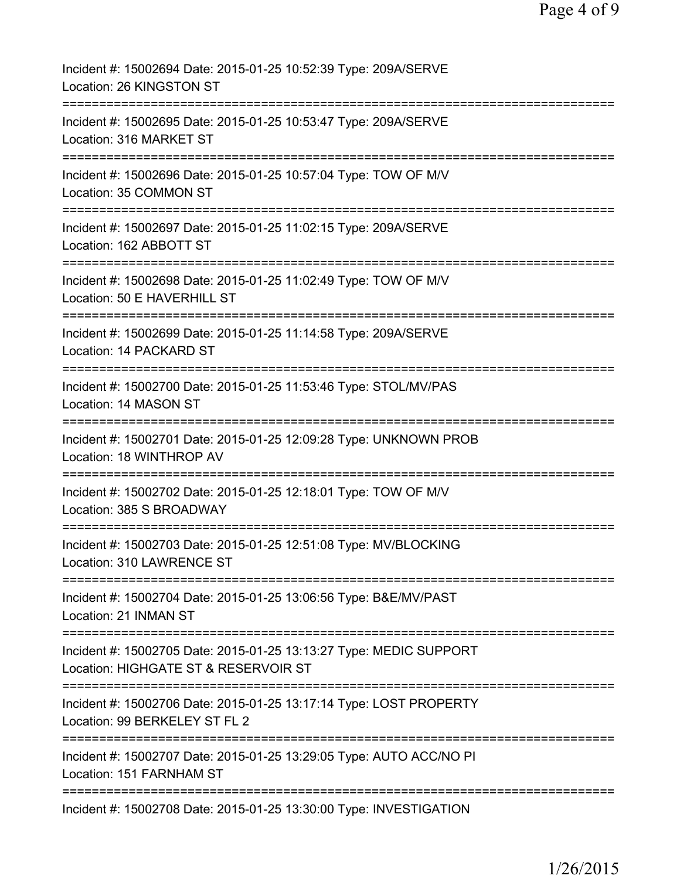Incident #: 15002694 Date: 2015-01-25 10:52:39 Type: 209A/SERVE
Location: 26 KINGSTON ST
===========================================================================
Incident #: 15002695 Date: 2015-01-25 10:53:47 Type: 209A/SERVE
Location: 316 MARKET ST
===========================================================================
Incident #: 15002696 Date: 2015-01-25 10:57:04 Type: TOW OF M/V
Location: 35 COMMON ST
===========================================================================
Incident #: 15002697 Date: 2015-01-25 11:02:15 Type: 209A/SERVE
Location: 162 ABBOTT ST
===========================================================================
Incident #: 15002698 Date: 2015-01-25 11:02:49 Type: TOW OF M/V
Location: 50 E HAVERHILL ST
===========================================================================
Incident #: 15002699 Date: 2015-01-25 11:14:58 Type: 209A/SERVE
Location: 14 PACKARD ST
===========================================================================
Incident #: 15002700 Date: 2015-01-25 11:53:46 Type: STOL/MV/PAS
Location: 14 MASON ST
===========================================================================
Incident #: 15002701 Date: 2015-01-25 12:09:28 Type: UNKNOWN PROB
Location: 18 WINTHROP AV
===========================================================================
Incident #: 15002702 Date: 2015-01-25 12:18:01 Type: TOW OF M/V
Location: 385 S BROADWAY
===========================================================================
Incident #: 15002703 Date: 2015-01-25 12:51:08 Type: MV/BLOCKING
Location: 310 LAWRENCE ST
===========================================================================
Incident #: 15002704 Date: 2015-01-25 13:06:56 Type: B&E/MV/PAST
Location: 21 INMAN ST
===========================================================================
Incident #: 15002705 Date: 2015-01-25 13:13:27 Type: MEDIC SUPPORT
Location: HIGHGATE ST & RESERVOIR ST
===========================================================================
Incident #: 15002706 Date: 2015-01-25 13:17:14 Type: LOST PROPERTY
Location: 99 BERKELEY ST FL 2
===========================================================================
Incident #: 15002707 Date: 2015-01-25 13:29:05 Type: AUTO ACC/NO PI
Location: 151 FARNHAM ST
===========================================================================
Incident #: 15002708 Date: 2015-01-25 13:30:00 Type: INVESTIGATION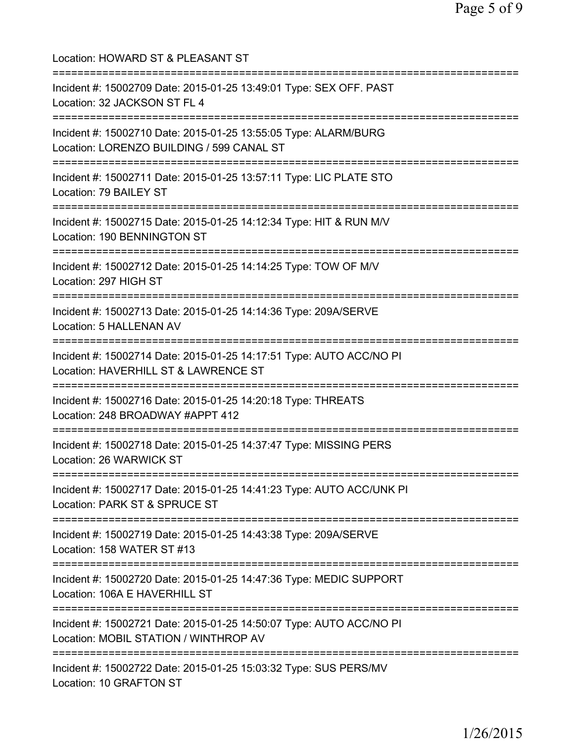Location: HOWARD ST & PLEASANT ST

===========================================================================

Incident #: 15002709 Date: 2015-01-25 13:49:01 Type: SEX OFF. PAST
Location: 32 JACKSON ST FL 4

===========================================================================

Incident #: 15002710 Date: 2015-01-25 13:55:05 Type: ALARM/BURG
Location: LORENZO BUILDING / 599 CANAL ST

===========================================================================

Incident #: 15002711 Date: 2015-01-25 13:57:11 Type: LIC PLATE STO
Location: 79 BAILEY ST

===========================================================================

Incident #: 15002715 Date: 2015-01-25 14:12:34 Type: HIT & RUN M/V
Location: 190 BENNINGTON ST

===========================================================================

Incident #: 15002712 Date: 2015-01-25 14:14:25 Type: TOW OF M/V
Location: 297 HIGH ST

===========================================================================

Incident #: 15002713 Date: 2015-01-25 14:14:36 Type: 209A/SERVE
Location: 5 HALLENAN AV

===========================================================================

Incident #: 15002714 Date: 2015-01-25 14:17:51 Type: AUTO ACC/NO PI
Location: HAVERHILL ST & LAWRENCE ST

===========================================================================

Incident #: 15002716 Date: 2015-01-25 14:20:18 Type: THREATS
Location: 248 BROADWAY #APPT 412

===========================================================================

Incident #: 15002718 Date: 2015-01-25 14:37:47 Type: MISSING PERS
Location: 26 WARWICK ST

===========================================================================

Incident #: 15002717 Date: 2015-01-25 14:41:23 Type: AUTO ACC/UNK PI
Location: PARK ST & SPRUCE ST

===========================================================================

Incident #: 15002719 Date: 2015-01-25 14:43:38 Type: 209A/SERVE
Location: 158 WATER ST #13

===========================================================================

Incident #: 15002720 Date: 2015-01-25 14:47:36 Type: MEDIC SUPPORT
Location: 106A E HAVERHILL ST

===========================================================================

Incident #: 15002721 Date: 2015-01-25 14:50:07 Type: AUTO ACC/NO PI
Location: MOBIL STATION / WINTHROP AV

===========================================================================

Incident #: 15002722 Date: 2015-01-25 15:03:32 Type: SUS PERS/MV
Location: 10 GRAFTON ST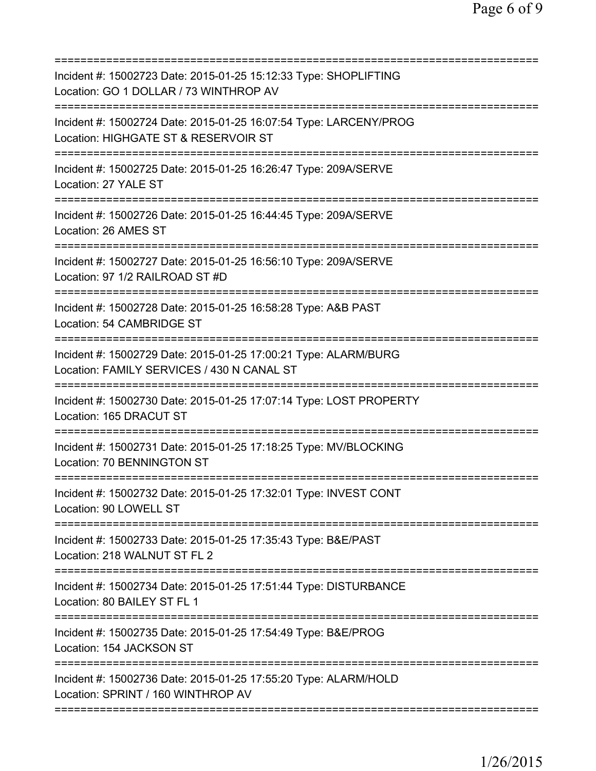Incident #: 15002723 Date: 2015-01-25 15:12:33 Type: SHOPLIFTING
Location: GO 1 DOLLAR / 73 WINTHROP AV

Incident #: 15002724 Date: 2015-01-25 16:07:54 Type: LARCENY/PROG
Location: HIGHGATE ST & RESERVOIR ST

Incident #: 15002725 Date: 2015-01-25 16:26:47 Type: 209A/SERVE
Location: 27 YALE ST

Incident #: 15002726 Date: 2015-01-25 16:44:45 Type: 209A/SERVE
Location: 26 AMES ST

Incident #: 15002727 Date: 2015-01-25 16:56:10 Type: 209A/SERVE
Location: 97 1/2 RAILROAD ST #D

Incident #: 15002728 Date: 2015-01-25 16:58:28 Type: A&B PAST
Location: 54 CAMBRIDGE ST

Incident #: 15002729 Date: 2015-01-25 17:00:21 Type: ALARM/BURG
Location: FAMILY SERVICES / 430 N CANAL ST

Incident #: 15002730 Date: 2015-01-25 17:07:14 Type: LOST PROPERTY
Location: 165 DRACUT ST

Incident #: 15002731 Date: 2015-01-25 17:18:25 Type: MV/BLOCKING
Location: 70 BENNINGTON ST

Incident #: 15002732 Date: 2015-01-25 17:32:01 Type: INVEST CONT
Location: 90 LOWELL ST

Incident #: 15002733 Date: 2015-01-25 17:35:43 Type: B&E/PAST
Location: 218 WALNUT ST FL 2

Incident #: 15002734 Date: 2015-01-25 17:51:44 Type: DISTURBANCE
Location: 80 BAILEY ST FL 1

Incident #: 15002735 Date: 2015-01-25 17:54:49 Type: B&E/PROG
Location: 154 JACKSON ST

Incident #: 15002736 Date: 2015-01-25 17:55:20 Type: ALARM/HOLD
Location: SPRINT / 160 WINTHROP AV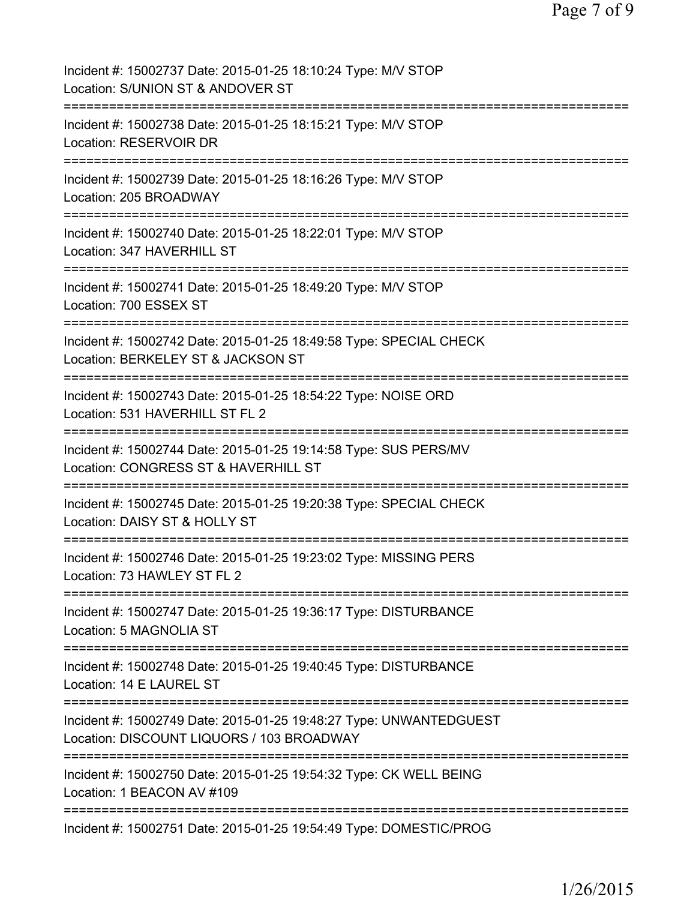Incident #: 15002737 Date: 2015-01-25 18:10:24 Type: M/V STOP
Location: S/UNION ST & ANDOVER ST
===========================================================================
Incident #: 15002738 Date: 2015-01-25 18:15:21 Type: M/V STOP
Location: RESERVOIR DR
===========================================================================
Incident #: 15002739 Date: 2015-01-25 18:16:26 Type: M/V STOP
Location: 205 BROADWAY
===========================================================================
Incident #: 15002740 Date: 2015-01-25 18:22:01 Type: M/V STOP
Location: 347 HAVERHILL ST
===========================================================================
Incident #: 15002741 Date: 2015-01-25 18:49:20 Type: M/V STOP
Location: 700 ESSEX ST
===========================================================================
Incident #: 15002742 Date: 2015-01-25 18:49:58 Type: SPECIAL CHECK
Location: BERKELEY ST & JACKSON ST
===========================================================================
Incident #: 15002743 Date: 2015-01-25 18:54:22 Type: NOISE ORD
Location: 531 HAVERHILL ST FL 2
===========================================================================
Incident #: 15002744 Date: 2015-01-25 19:14:58 Type: SUS PERS/MV
Location: CONGRESS ST & HAVERHILL ST
===========================================================================
Incident #: 15002745 Date: 2015-01-25 19:20:38 Type: SPECIAL CHECK
Location: DAISY ST & HOLLY ST
===========================================================================
Incident #: 15002746 Date: 2015-01-25 19:23:02 Type: MISSING PERS
Location: 73 HAWLEY ST FL 2
===========================================================================
Incident #: 15002747 Date: 2015-01-25 19:36:17 Type: DISTURBANCE
Location: 5 MAGNOLIA ST
===========================================================================
Incident #: 15002748 Date: 2015-01-25 19:40:45 Type: DISTURBANCE
Location: 14 E LAUREL ST
===========================================================================
Incident #: 15002749 Date: 2015-01-25 19:48:27 Type: UNWANTEDGUEST
Location: DISCOUNT LIQUORS / 103 BROADWAY
===========================================================================
Incident #: 15002750 Date: 2015-01-25 19:54:32 Type: CK WELL BEING
Location: 1 BEACON AV #109
===========================================================================
Incident #: 15002751 Date: 2015-01-25 19:54:49 Type: DOMESTIC/PROG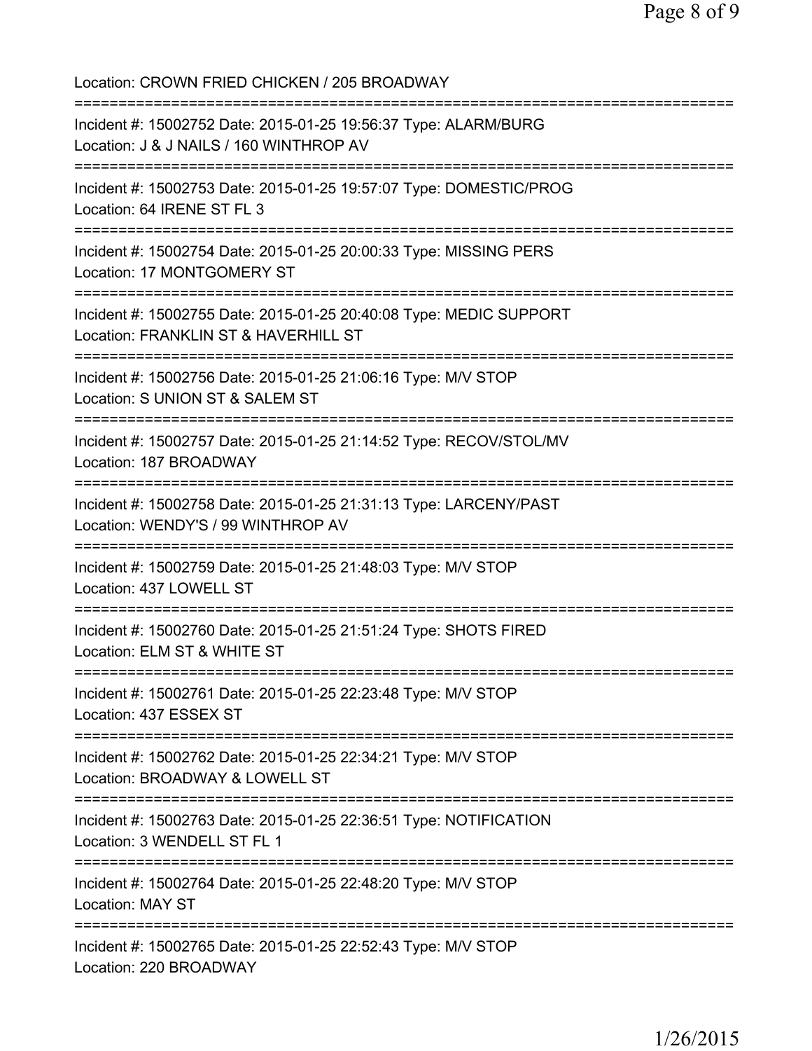Location: CROWN FRIED CHICKEN / 205 BROADWAY

===========================================================================

Incident #: 15002752 Date: 2015-01-25 19:56:37 Type: ALARM/BURG
Location: J & J NAILS / 160 WINTHROP AV

===========================================================================

Incident #: 15002753 Date: 2015-01-25 19:57:07 Type: DOMESTIC/PROG
Location: 64 IRENE ST FL 3

===========================================================================

Incident #: 15002754 Date: 2015-01-25 20:00:33 Type: MISSING PERS
Location: 17 MONTGOMERY ST

===========================================================================

Incident #: 15002755 Date: 2015-01-25 20:40:08 Type: MEDIC SUPPORT
Location: FRANKLIN ST & HAVERHILL ST

===========================================================================

Incident #: 15002756 Date: 2015-01-25 21:06:16 Type: M/V STOP
Location: S UNION ST & SALEM ST

===========================================================================

Incident #: 15002757 Date: 2015-01-25 21:14:52 Type: RECOV/STOL/MV
Location: 187 BROADWAY

===========================================================================

Incident #: 15002758 Date: 2015-01-25 21:31:13 Type: LARCENY/PAST
Location: WENDY'S / 99 WINTHROP AV

===========================================================================

Incident #: 15002759 Date: 2015-01-25 21:48:03 Type: M/V STOP
Location: 437 LOWELL ST

===========================================================================

Incident #: 15002760 Date: 2015-01-25 21:51:24 Type: SHOTS FIRED
Location: ELM ST & WHITE ST

===========================================================================

Incident #: 15002761 Date: 2015-01-25 22:23:48 Type: M/V STOP
Location: 437 ESSEX ST

===========================================================================

Incident #: 15002762 Date: 2015-01-25 22:34:21 Type: M/V STOP
Location: BROADWAY & LOWELL ST

===========================================================================

Incident #: 15002763 Date: 2015-01-25 22:36:51 Type: NOTIFICATION
Location: 3 WENDELL ST FL 1

===========================================================================

Incident #: 15002764 Date: 2015-01-25 22:48:20 Type: M/V STOP
Location: MAY ST

===========================================================================

Incident #: 15002765 Date: 2015-01-25 22:52:43 Type: M/V STOP
Location: 220 BROADWAY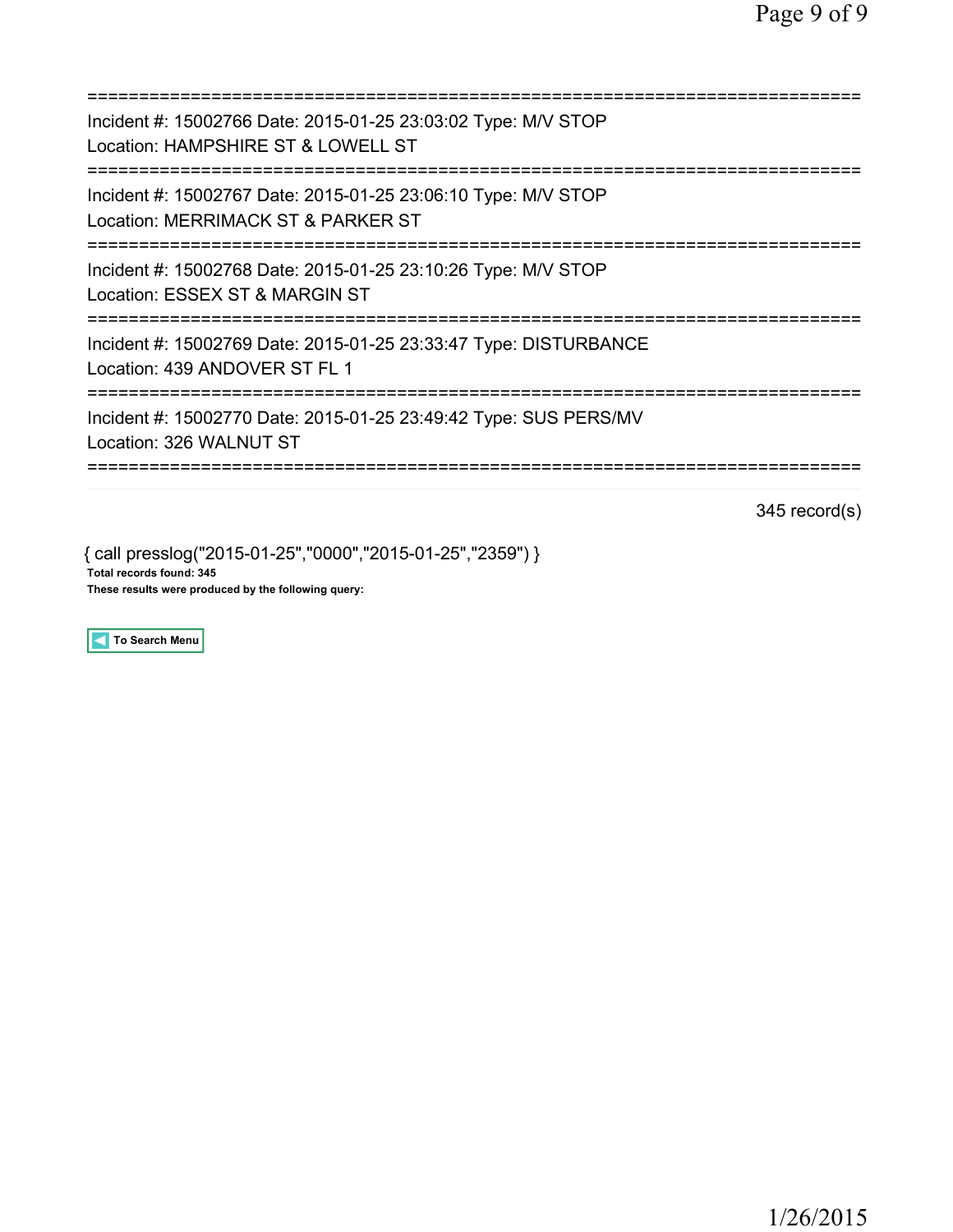===========================================================================

Incident #: 15002766 Date: 2015-01-25 23:03:02 Type: M/V STOP

Location: HAMPSHIRE ST & LOWELL ST

===========================================================================

Incident #: 15002767 Date: 2015-01-25 23:06:10 Type: M/V STOP

Location: MERRIMACK ST & PARKER ST

===========================================================================

Incident #: 15002768 Date: 2015-01-25 23:10:26 Type: M/V STOP

Location: ESSEX ST & MARGIN ST

===========================================================================

Incident #: 15002769 Date: 2015-01-25 23:33:47 Type: DISTURBANCE

Location: 439 ANDOVER ST FL 1

===========================================================================

Incident #: 15002770 Date: 2015-01-25 23:49:42 Type: SUS PERS/MV

Location: 326 WALNUT ST

===========================================================================

345 record(s)

{ call presslog("2015-01-25","0000","2015-01-25","2359") }

**Total records found: 345**

**These results were produced by the following query:**

To Search Menu